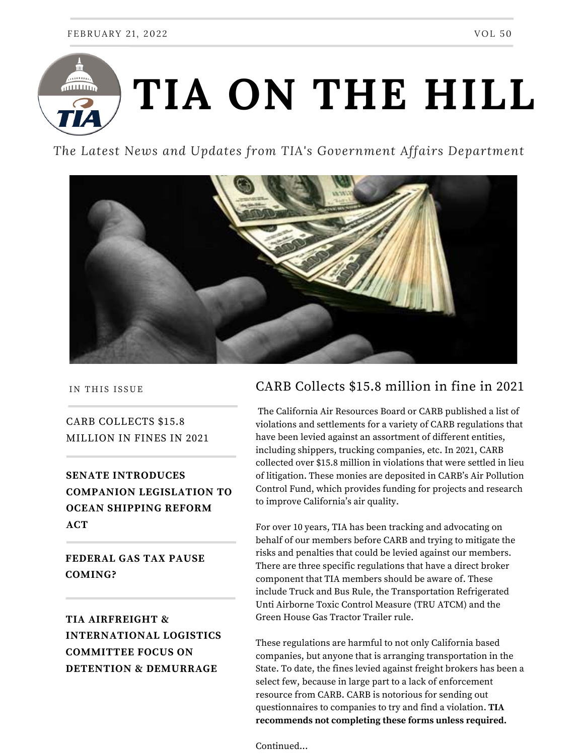FEBRUARY 21, 2022 VOL 50

# TIA ON THE HILL

*The Latest News and Updates from TIA's Government Affairs Department*

IN THIS ISSUE

CARB COLLECTS $15.8 MILLION IN FINES IN 2021

**SENATE INTRODUCES COMPANION LEGISLATION TO OCEAN SHIPPING REFORM ACT**

**FEDERAL GAS TAX PAUSE COMING?**

**TIA AIRFREIGHT & INTERNATIONAL LOGISTICS COMMITTEE FOCUS ON DETENTION & DEMURRAGE**

## CARB Collects $15.8 million in fine in 2021

The California Air Resources Board or CARB published a list of violations and settlements for a variety of CARB regulations that have been levied against an assortment of different entities, including shippers, trucking companies, etc. In 2021, CARB collected over $15.8 million in violations that were settled in lieu of litigation. These monies are deposited in CARB's Air Pollution Control Fund, which provides funding for projects and research to improve California's air quality.

For over 10 years, TIA has been tracking and advocating on behalf of our members before CARB and trying to mitigate the risks and penalties that could be levied against our members. There are three specific regulations that have a direct broker component that TIA members should be aware of. These include Truck and Bus Rule, the Transportation Refrigerated Unti Airborne Toxic Control Measure (TRU ATCM) and the Green House Gas Tractor Trailer rule.

These regulations are harmful to not only California based companies, but anyone that is arranging transportation in the State. To date, the fines levied against freight brokers has been a select few, because in large part to a lack of enforcement resource from CARB. CARB is notorious for sending out questionnaires to companies to try and find a violation. **TIA recommends not completing these forms unless required.**

Continued...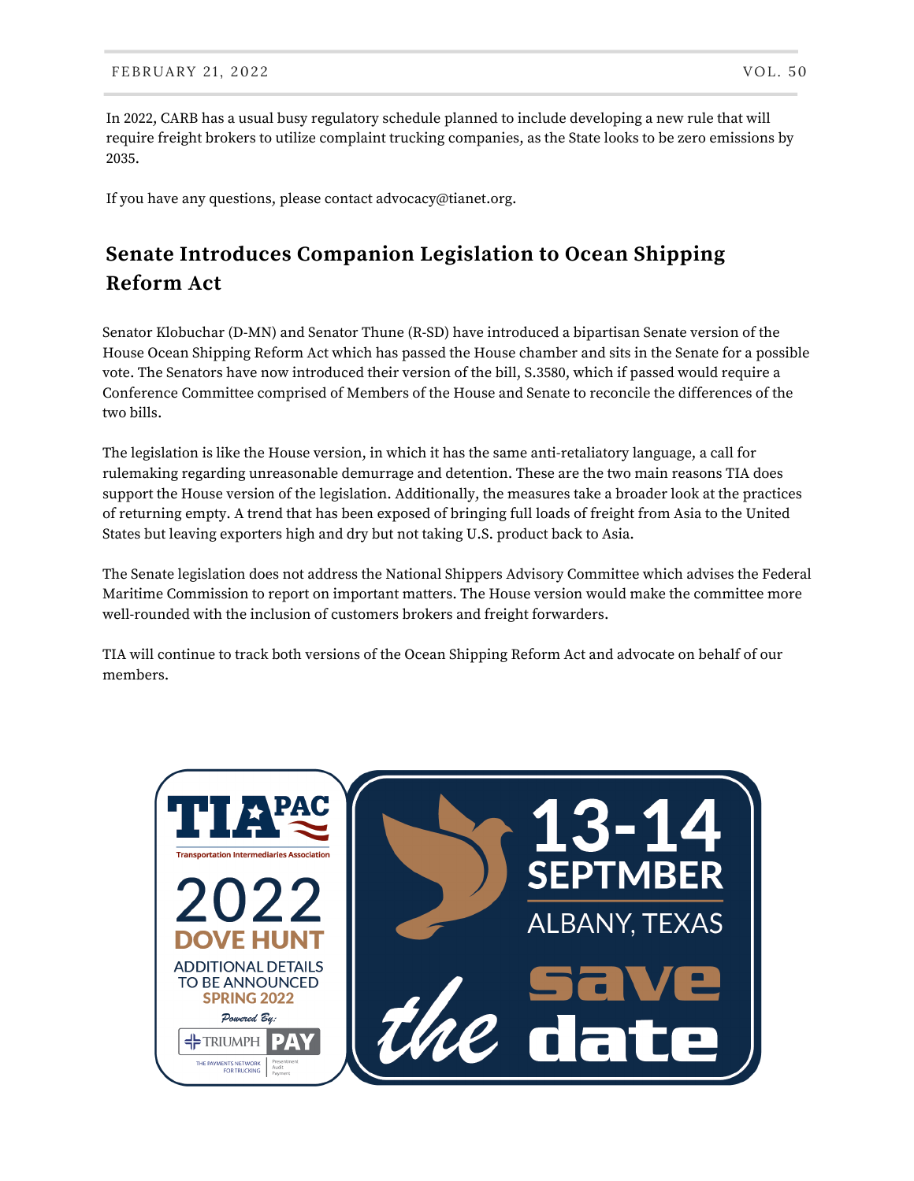In 2022, CARB has a usual busy regulatory schedule planned to include developing a new rule that will require freight brokers to utilize complaint trucking companies, as the State looks to be zero emissions by 2035.

If you have any questions, please contact advocacy@tianet.org.

## Senate Introduces Companion Legislation to Ocean Shipping Reform Act

Senator Klobuchar (D-MN) and Senator Thune (R-SD) have introduced a bipartisan Senate version of the House Ocean Shipping Reform Act which has passed the House chamber and sits in the Senate for a possible vote. The Senators have now introduced their version of the bill, S.3580, which if passed would require a Conference Committee comprised of Members of the House and Senate to reconcile the differences of the two bills.

The legislation is like the House version, in which it has the same anti-retaliatory language, a call for rulemaking regarding unreasonable demurrage and detention. These are the two main reasons TIA does support the House version of the legislation. Additionally, the measures take a broader look at the practices of returning empty. A trend that has been exposed of bringing full loads of freight from Asia to the United States but leaving exporters high and dry but not taking U.S. product back to Asia.

The Senate legislation does not address the National Shippers Advisory Committee which advises the Federal Maritime Commission to report on important matters. The House version would make the committee more well-rounded with the inclusion of customers brokers and freight forwarders.

TIA will continue to track both versions of the Ocean Shipping Reform Act and advocate on behalf of our members.

TIA PAC
Transportation Intermediaries Association

2022 DOVE HUNT

ADDITIONAL DETAILS TO BE ANNOUNCED SPRING 2022

Powered By: TRIUMPH PAY

13-14 SEPTMBER

ALBANY, TEXAS

save the date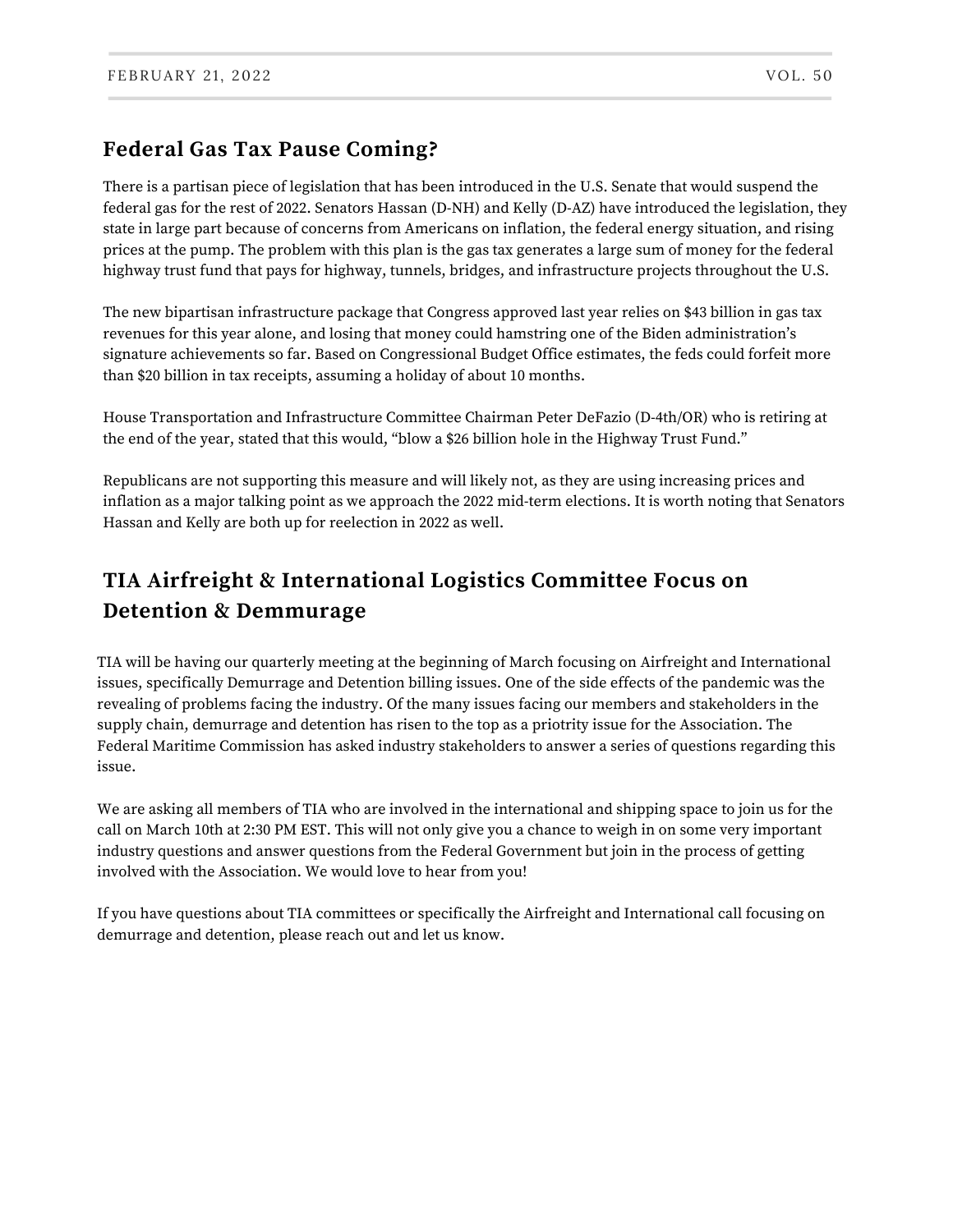## Federal Gas Tax Pause Coming?

There is a partisan piece of legislation that has been introduced in the U.S. Senate that would suspend the federal gas for the rest of 2022. Senators Hassan (D-NH) and Kelly (D-AZ) have introduced the legislation, they state in large part because of concerns from Americans on inflation, the federal energy situation, and rising prices at the pump. The problem with this plan is the gas tax generates a large sum of money for the federal highway trust fund that pays for highway, tunnels, bridges, and infrastructure projects throughout the U.S.

The new bipartisan infrastructure package that Congress approved last year relies on $43 billion in gas tax revenues for this year alone, and losing that money could hamstring one of the Biden administration's signature achievements so far. Based on Congressional Budget Office estimates, the feds could forfeit more than $20 billion in tax receipts, assuming a holiday of about 10 months.

House Transportation and Infrastructure Committee Chairman Peter DeFazio (D-4th/OR) who is retiring at the end of the year, stated that this would, "blow a $26 billion hole in the Highway Trust Fund."

Republicans are not supporting this measure and will likely not, as they are using increasing prices and inflation as a major talking point as we approach the 2022 mid-term elections. It is worth noting that Senators Hassan and Kelly are both up for reelection in 2022 as well.

## TIA Airfreight & International Logistics Committee Focus on Detention & Demmurage

TIA will be having our quarterly meeting at the beginning of March focusing on Airfreight and International issues, specifically Demurrage and Detention billing issues. One of the side effects of the pandemic was the revealing of problems facing the industry. Of the many issues facing our members and stakeholders in the supply chain, demurrage and detention has risen to the top as a priotrity issue for the Association. The Federal Maritime Commission has asked industry stakeholders to answer a series of questions regarding this issue.

We are asking all members of TIA who are involved in the international and shipping space to join us for the call on March 10th at 2:30 PM EST. This will not only give you a chance to weigh in on some very important industry questions and answer questions from the Federal Government but join in the process of getting involved with the Association. We would love to hear from you!

If you have questions about TIA committees or specifically the Airfreight and International call focusing on demurrage and detention, please reach out and let us know.